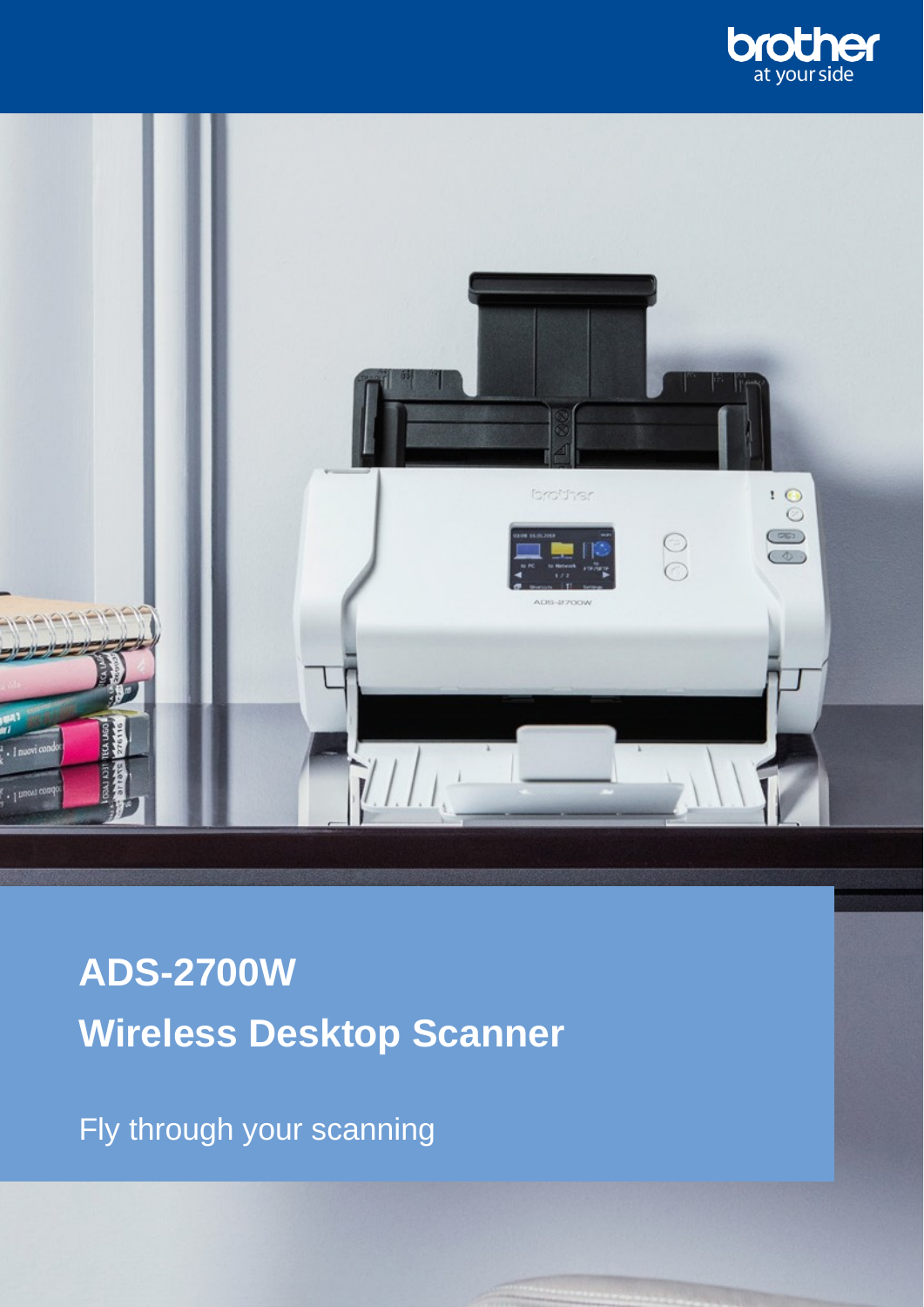# ADS-2700W

# Wireless Desktop Scanner

Fly through your scanning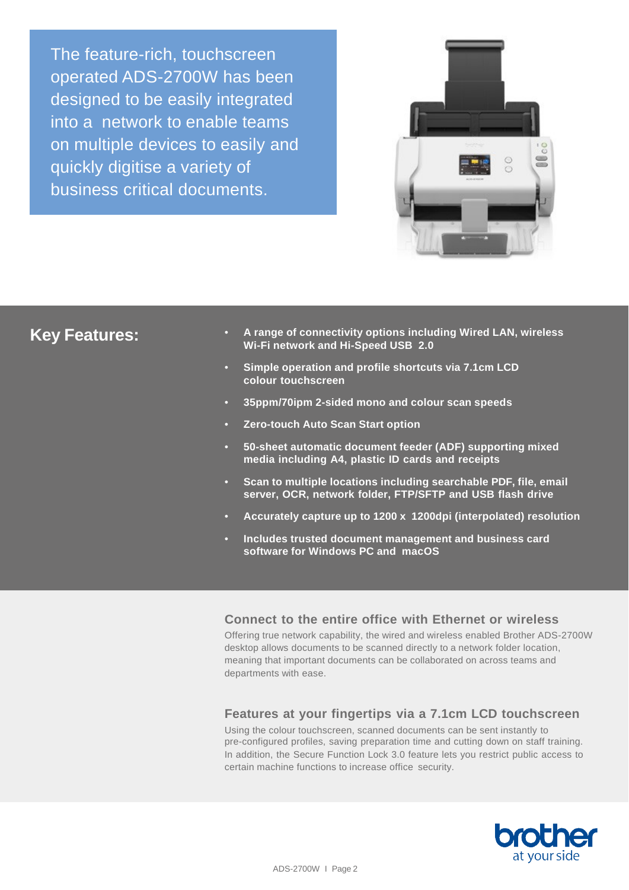The feature-rich, touchscreen operated ADS-2700W has been designed to be easily integrated into a network to enable teams on multiple devices to easily and quickly digitise a variety of business critical documents.

## Key Features:

- **A range of connectivity options including Wired LAN, wireless Wi-Fi network and Hi-Speed USB 2.0**
- **Simple operation and profile shortcuts via 7.1cm LCD colour touchscreen**
- **35ppm/70ipm 2-sided mono and colour scan speeds**
- **Zero-touch Auto Scan Start option**
- **50-sheet automatic document feeder (ADF) supporting mixed media including A4, plastic ID cards and receipts**
- **Scan to multiple locations including searchable PDF, file, email server, OCR, network folder, FTP/SFTP and USB flash drive**
- **Accurately capture up to 1200 x 1200dpi (interpolated) resolution**
- **Includes trusted document management and business card software for Windows PC and macOS**

### Connect to the entire office with Ethernet or wireless

Offering true network capability, the wired and wireless enabled Brother ADS-2700W desktop allows documents to be scanned directly to a network folder location, meaning that important documents can be collaborated on across teams and departments with ease.

### Features at your fingertips via a 7.1cm LCD touchscreen

Using the colour touchscreen, scanned documents can be sent instantly to pre-configured profiles, saving preparation time and cutting down on staff training. In addition, the Secure Function Lock 3.0 feature lets you restrict public access to certain machine functions to increase office security.

brother
at your side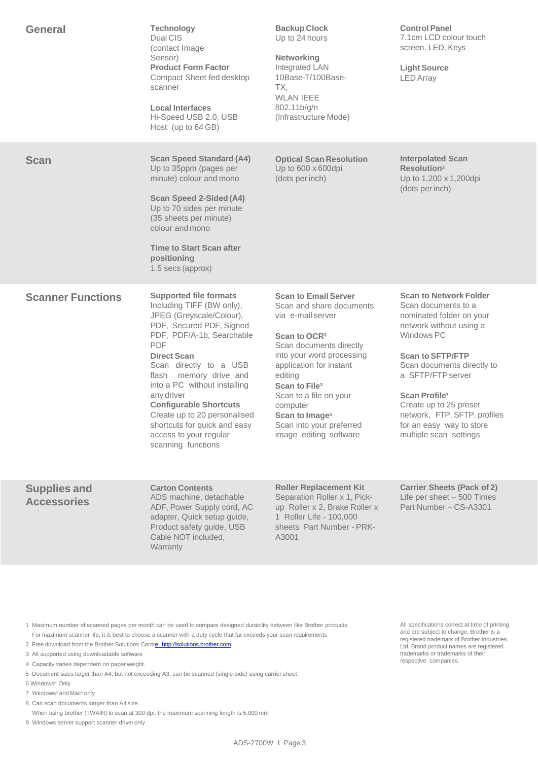## General

**Technology**
Dual CIS (contact Image Sensor)

**Product Form Factor**
Compact Sheet fed desktop scanner

**Local Interfaces**
Hi-Speed USB 2.0, USB Host (up to 64 GB)

**Backup Clock**
Up to 24 hours

**Networking**
Integrated LAN 10Base-T/100Base-TX, WLAN IEEE 802.11b/g/n (Infrastructure Mode)

**Control Panel**
7.1cm LCD colour touch screen, LED, Keys

**Light Source**
LED Array

## Scan

**Scan Speed Standard (A4)**
Up to 35ppm (pages per minute) colour and mono

**Scan Speed 2-Sided (A4)**
Up to 70 sides per minute (35 sheets per minute) colour and mono

**Time to Start Scan after positioning**
1.5 secs (approx)

**Optical Scan Resolution**
Up to 600 x 600dpi (dots per inch)

**Interpolated Scan Resolution[3]**
Up to 1,200 x 1,200dpi (dots per inch)

## Scanner Functions

**Supported file formats**
Including TIFF (BW only), JPEG (Greyscale/Colour), PDF, Secured PDF, Signed PDF, PDF/A-1b, Searchable PDF

**Direct Scan**
Scan directly to a USB flash memory drive and into a PC without installing any driver

**Configurable Shortcuts**
Create up to 20 personalised shortcuts for quick and easy access to your regular scanning functions

**Scan to Email Server**
Scan and share documents via e-mail server

**Scan to OCR[3]**
Scan documents directly into your word processing application for instant editing

**Scan to File[3]**
Scan to a file on your computer

**Scan to Image[3]**
Scan into your preferred image editing software

**Scan to Network Folder**
Scan documents to a nominated folder on your network without using a Windows PC

**Scan to SFTP/FTP**
Scan documents directly to a SFTP/FTP server

**Scan Profile[7]**
Create up to 25 preset network, FTP, SFTP, profiles for an easy way to store multiple scan settings

## Supplies and Accessories

**Carton Contents**
ADS machine, detachable ADF, Power Supply cord, AC adapter, Quick setup guide, Product safety guide, USB Cable NOT included, Warranty

**Roller Replacement Kit**
Separation Roller x 1, Pick-up Roller x 2, Brake Roller x 1 Roller Life - 100,000 sheets Part Number - PRK-A3001

**Carrier Sheets (Pack of 2)**
Life per sheet – 500 Times
Part Number – CS-A3301

---

1 Maximum number of scanned pages per month can be used to compare designed durability between like Brother products. For maximum scanner life, it is best to choose a scanner with a duty cycle that far exceeds your scan requirements
2 Free download from the Brother Solutions Centre http://solutions.brother.com
3 All supported using downloadable software
4 Capacity varies dependent on paper weight.
5 Document sizes larger than A4, but not exceeding A3, can be scanned (single-side) using carrier sheet
6 Windows® Only
7 Windows® and Mac® only
8 Can scan documents longer than A4 size. When using brother (TWAIN) to scan at 300 dpi, the maximum scanning length is 5,000 mm
9 Windows server support scanner driver only

All specifications correct at time of printing and are subject to change. Brother is a registered trademark of Brother Industries Ltd. Brand product names are registered trademarks or trademarks of their respective companies.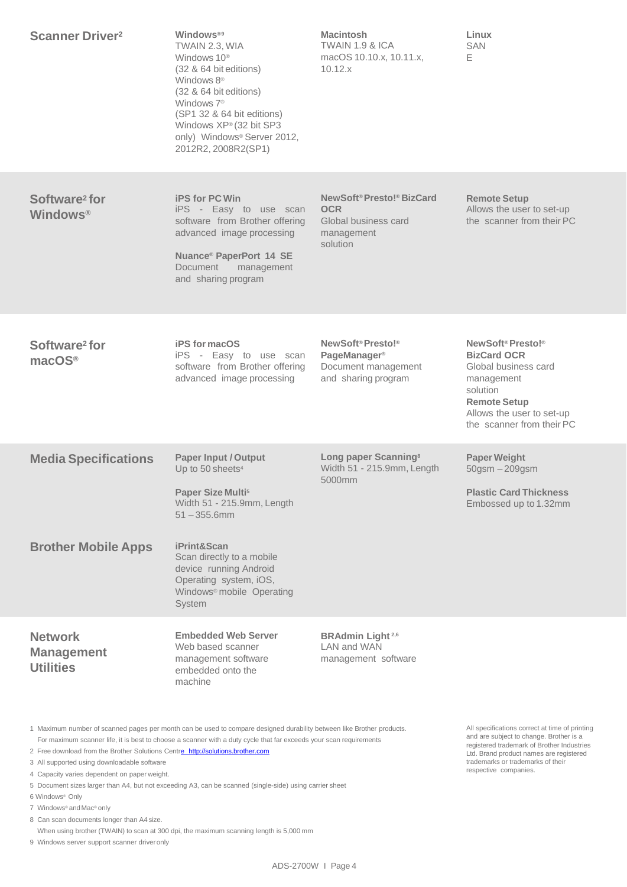## Scanner Driver[2]

**Windows®[9]**
TWAIN 2.3, WIA
Windows 10®
(32 & 64 bit editions)
Windows 8®
(32 & 64 bit editions)
Windows 7®
(SP1 32 & 64 bit editions)
Windows XP® (32 bit SP3 only) Windows® Server 2012, 2012R2, 2008R2(SP1)

**Macintosh**
TWAIN 1.9 & ICA
macOS 10.10.x, 10.11.x, 10.12.x

**Linux**
SAN
E

## Software[2] for Windows®

**iPS for PC Win**
iPS - Easy to use scan software from Brother offering advanced image processing

**Nuance® PaperPort 14 SE**
Document management and sharing program

**NewSoft® Presto!® BizCard OCR**
Global business card management solution

**Remote Setup**
Allows the user to set-up the scanner from their PC

## Software[2] for macOS®

**iPS for macOS**
iPS - Easy to use scan software from Brother offering advanced image processing

**NewSoft® Presto!® PageManager®**
Document management and sharing program

**NewSoft® Presto!® BizCard OCR**
Global business card management solution

**Remote Setup**
Allows the user to set-up the scanner from their PC

## Media Specifications

**Paper Input / Output**
Up to 50 sheets[4]

**Paper Size Multi[5]**
Width 51 - 215.9mm, Length 51 – 355.6mm

**Long paper Scanning[8]**
Width 51 - 215.9mm, Length 5000mm

**Paper Weight**
50gsm – 209gsm

**Plastic Card Thickness**
Embossed up to 1.32mm

## Brother Mobile Apps

**iPrint&Scan**
Scan directly to a mobile device running Android Operating system, iOS, Windows® mobile Operating System

## Network Management Utilities

**Embedded Web Server**
Web based scanner management software embedded onto the machine

**BRAdmin Light[2,6]**
LAN and WAN management software

1 Maximum number of scanned pages per month can be used to compare designed durability between like Brother products. For maximum scanner life, it is best to choose a scanner with a duty cycle that far exceeds your scan requirements
2 Free download from the Brother Solutions Centre http://solutions.brother.com
3 All supported using downloadable software
4 Capacity varies dependent on paper weight.
5 Document sizes larger than A4, but not exceeding A3, can be scanned (single-side) using carrier sheet
6 Windows® Only
7 Windows® and Mac® only
8 Can scan documents longer than A4 size.
When using brother (TWAIN) to scan at 300 dpi, the maximum scanning length is 5,000 mm
9 Windows server support scanner driver only

All specifications correct at time of printing and are subject to change. Brother is a registered trademark of Brother Industries Ltd. Brand product names are registered trademarks or trademarks of their respective companies.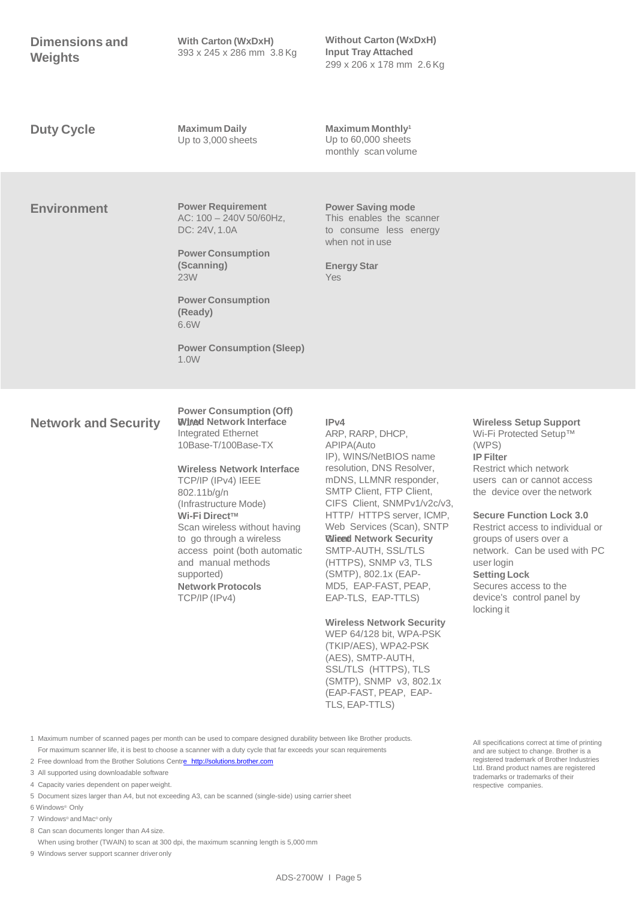## Dimensions and Weights

**With Carton (WxDxH)**
393 x 245 x 286 mm 3.8 Kg

**Without Carton (WxDxH) Input Tray Attached**
299 x 206 x 178 mm 2.6 Kg

## Duty Cycle

**Maximum Daily**
Up to 3,000 sheets

**Maximum Monthly[1]**
Up to 60,000 sheets monthly scan volume

## Environment

**Power Requirement**
AC: 100 – 240V 50/60Hz, DC: 24V, 1.0A

**Power Consumption (Scanning)**
23W

**Power Consumption (Ready)**
6.6W

**Power Consumption (Sleep)**
1.0W

**Power Consumption (Off)**
0.1W

**Power Saving mode**
This enables the scanner to consume less energy when not in use

**Energy Star**
Yes

## Network and Security

**Wired Network Interface**
Integrated Ethernet 10Base-T/100Base-TX

**Wireless Network Interface**
TCP/IP (IPv4) IEEE 802.11b/g/n (Infrastructure Mode)

**Wi-Fi Direct™**
Scan wireless without having to go through a wireless access point (both automatic and manual methods supported)

**Network Protocols**
TCP/IP (IPv4)

**IPv4**
ARP, RARP, DHCP, APIPA(Auto IP), WINS/NetBIOS name resolution, DNS Resolver, mDNS, LLMNR responder, SMTP Client, FTP Client, CIFS Client, SNMPv1/v2c/v3, HTTP/ HTTPS server, ICMP, Web Services (Scan), SNTP Client

**Wired Network Security**
SMTP-AUTH, SSL/TLS (HTTPS), SNMP v3, TLS (SMTP), 802.1x (EAP-MD5, EAP-FAST, PEAP, EAP-TLS, EAP-TTLS)

**Wireless Network Security**
WEP 64/128 bit, WPA-PSK (TKIP/AES), WPA2-PSK (AES), SMTP-AUTH, SSL/TLS (HTTPS), TLS (SMTP), SNMP v3, 802.1x (EAP-FAST, PEAP, EAP-TLS, EAP-TTLS)

**Wireless Setup Support**
Wi-Fi Protected Setup™ (WPS)

**IP Filter**
Restrict which network users can or cannot access the device over the network

**Secure Function Lock 3.0**
Restrict access to individual or groups of users over a network. Can be used with PC user login

**Setting Lock**
Secures access to the device's control panel by locking it

1 Maximum number of scanned pages per month can be used to compare designed durability between like Brother products. For maximum scanner life, it is best to choose a scanner with a duty cycle that far exceeds your scan requirements
2 Free download from the Brother Solutions Centre http://solutions.brother.com
3 All supported using downloadable software
4 Capacity varies dependent on paper weight.
5 Document sizes larger than A4, but not exceeding A3, can be scanned (single-side) using carrier sheet
6 Windows® Only
7 Windows® and Mac® only
8 Can scan documents longer than A4 size.
When using brother (TWAIN) to scan at 300 dpi, the maximum scanning length is 5,000 mm
9 Windows server support scanner driver only

All specifications correct at time of printing and are subject to change. Brother is a registered trademark of Brother Industries Ltd. Brand product names are registered trademarks or trademarks of their respective companies.